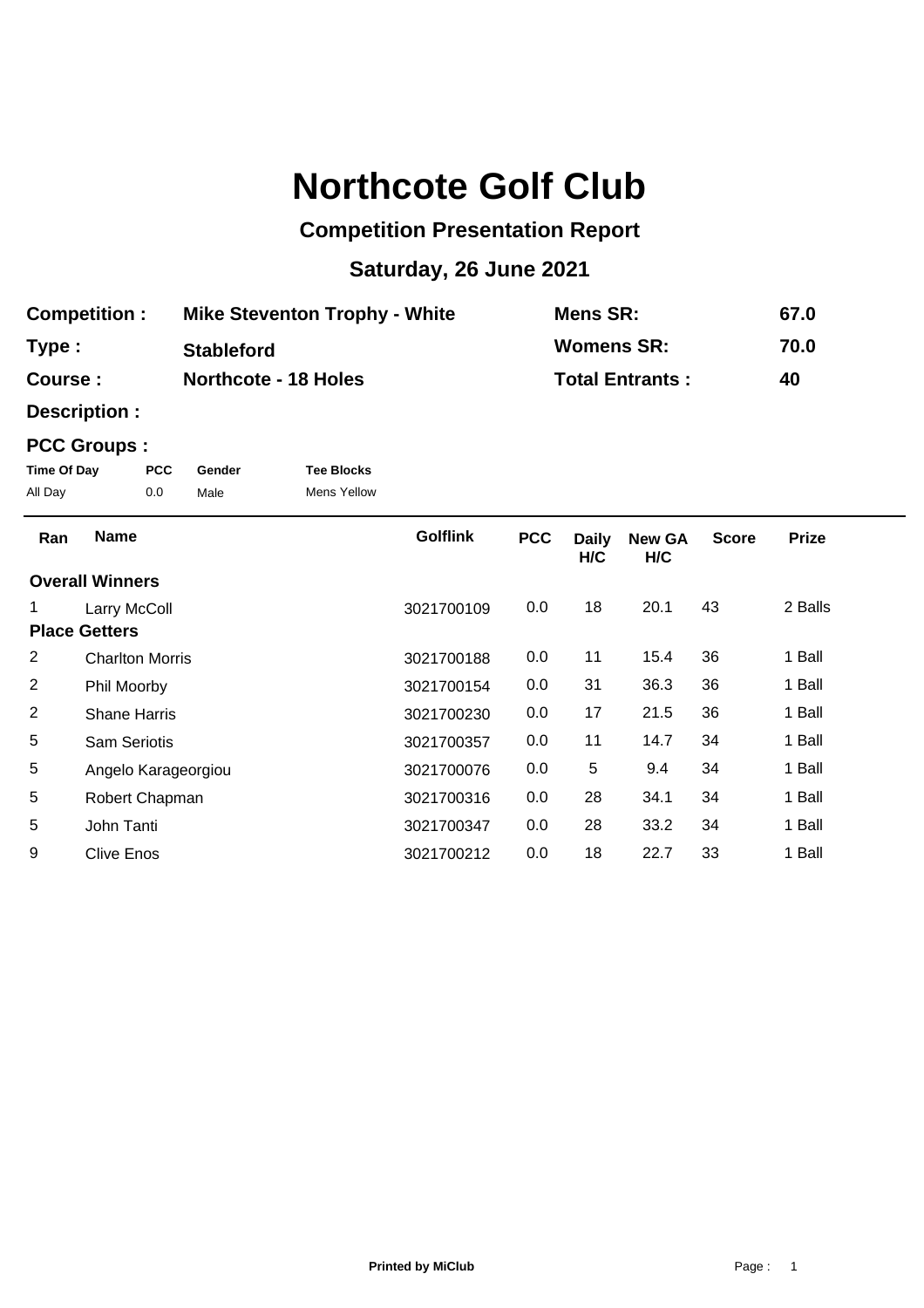# Northcote Golf Club

## Competition Presentation Report

## Saturday, 26 June 2021

| | | | |
|---|---|---|---|
| **Competition :** | **Mike Steventon Trophy - White** | **Mens SR:** | **67.0** |
| **Type :** | **Stableford** | **Womens SR:** | **70.0** |
| **Course :** | **Northcote - 18 Holes** | **Total Entrants :** | **40** |

**Description :**

**PCC Groups :**

| Time Of Day | PCC | Gender | Tee Blocks |
|---|---|---|---|
| All Day | 0.0 | Male | Mens Yellow |

| Ran | Name | Golflink | PCC | Daily H/C | New GA H/C | Score | Prize |
|---|---|---|---|---|---|---|---|
| **Overall Winners** | | | | | | | |
| 1 | Larry McColl | 3021700109 | 0.0 | 18 | 20.1 | 43 | 2 Balls |
| **Place Getters** | | | | | | | |
| 2 | Charlton Morris | 3021700188 | 0.0 | 11 | 15.4 | 36 | 1 Ball |
| 2 | Phil Moorby | 3021700154 | 0.0 | 31 | 36.3 | 36 | 1 Ball |
| 2 | Shane Harris | 3021700230 | 0.0 | 17 | 21.5 | 36 | 1 Ball |
| 5 | Sam Seriotis | 3021700357 | 0.0 | 11 | 14.7 | 34 | 1 Ball |
| 5 | Angelo Karageorgiou | 3021700076 | 0.0 | 5 | 9.4 | 34 | 1 Ball |
| 5 | Robert Chapman | 3021700316 | 0.0 | 28 | 34.1 | 34 | 1 Ball |
| 5 | John Tanti | 3021700347 | 0.0 | 28 | 33.2 | 34 | 1 Ball |
| 9 | Clive Enos | 3021700212 | 0.0 | 18 | 22.7 | 33 | 1 Ball |

**Printed by MiClub**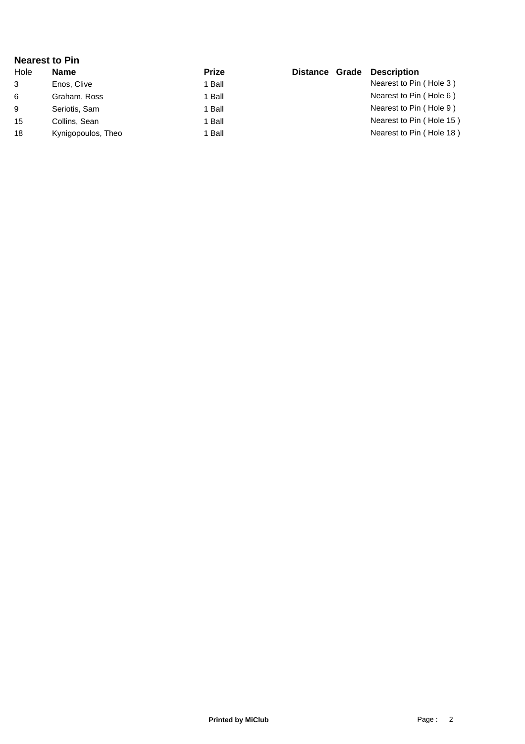## Nearest to Pin

| Hole | Name | Prize | Distance | Grade | Description |
|---|---|---|---|---|---|
| 3 | Enos, Clive | 1 Ball | | | Nearest to Pin ( Hole 3 ) |
| 6 | Graham, Ross | 1 Ball | | | Nearest to Pin ( Hole 6 ) |
| 9 | Seriotis, Sam | 1 Ball | | | Nearest to Pin ( Hole 9 ) |
| 15 | Collins, Sean | 1 Ball | | | Nearest to Pin ( Hole 15 ) |
| 18 | Kynigopoulos, Theo | 1 Ball | | | Nearest to Pin ( Hole 18 ) |

**Printed by MiClub**